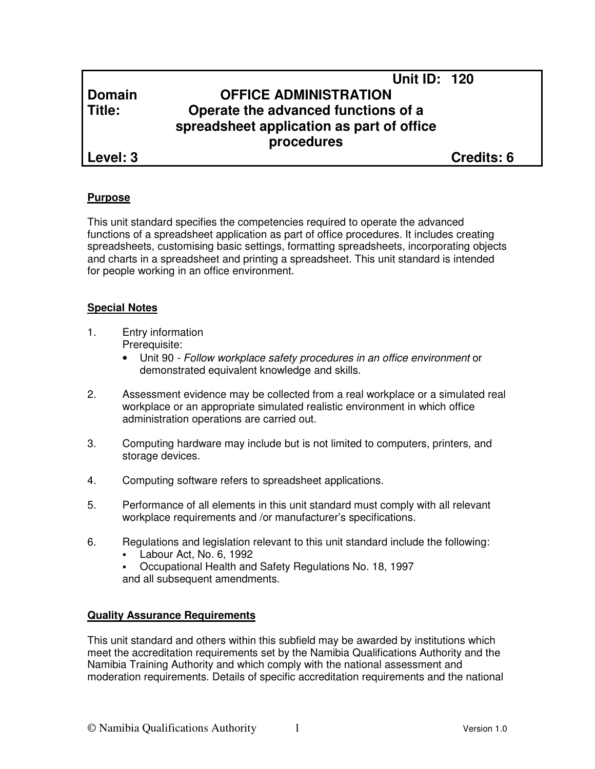| | | |
|---|---|---|
| | | **Unit ID: 120** |
| **Domain** | **OFFICE ADMINISTRATION** | |
| **Title:** | **Operate the advanced functions of a spreadsheet application as part of office procedures** | |
| **Level: 3** | | **Credits: 6** |

## Purpose

This unit standard specifies the competencies required to operate the advanced functions of a spreadsheet application as part of office procedures. It includes creating spreadsheets, customising basic settings, formatting spreadsheets, incorporating objects and charts in a spreadsheet and printing a spreadsheet. This unit standard is intended for people working in an office environment.

## Special Notes

1. Entry information
   Prerequisite:
   - Unit 90 - *Follow workplace safety procedures in an office environment* or demonstrated equivalent knowledge and skills.

2. Assessment evidence may be collected from a real workplace or a simulated real workplace or an appropriate simulated realistic environment in which office administration operations are carried out.

3. Computing hardware may include but is not limited to computers, printers, and storage devices.

4. Computing software refers to spreadsheet applications.

5. Performance of all elements in this unit standard must comply with all relevant workplace requirements and /or manufacturer's specifications.

6. Regulations and legislation relevant to this unit standard include the following:
   - Labour Act, No. 6, 1992
   - Occupational Health and Safety Regulations No. 18, 1997

   and all subsequent amendments.

## Quality Assurance Requirements

This unit standard and others within this subfield may be awarded by institutions which meet the accreditation requirements set by the Namibia Qualifications Authority and the Namibia Training Authority and which comply with the national assessment and moderation requirements. Details of specific accreditation requirements and the national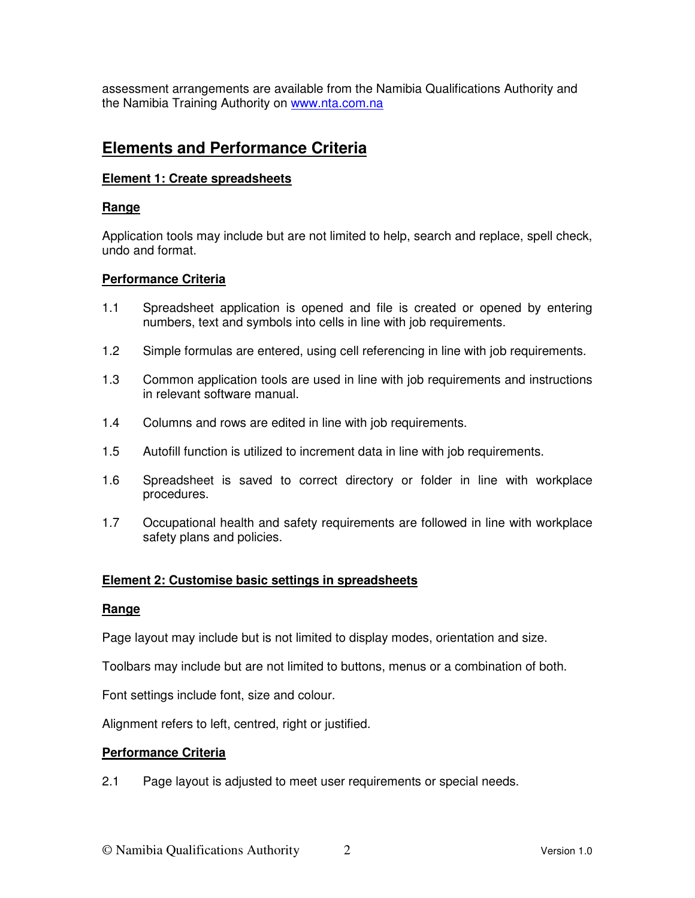assessment arrangements are available from the Namibia Qualifications Authority and the Namibia Training Authority on [www.nta.com.na](http://www.nta.com.na)

## Elements and Performance Criteria

### Element 1: Create spreadsheets

#### Range

Application tools may include but are not limited to help, search and replace, spell check, undo and format.

#### Performance Criteria

1.1 Spreadsheet application is opened and file is created or opened by entering numbers, text and symbols into cells in line with job requirements.

1.2 Simple formulas are entered, using cell referencing in line with job requirements.

1.3 Common application tools are used in line with job requirements and instructions in relevant software manual.

1.4 Columns and rows are edited in line with job requirements.

1.5 Autofill function is utilized to increment data in line with job requirements.

1.6 Spreadsheet is saved to correct directory or folder in line with workplace procedures.

1.7 Occupational health and safety requirements are followed in line with workplace safety plans and policies.

### Element 2: Customise basic settings in spreadsheets

#### Range

Page layout may include but is not limited to display modes, orientation and size.

Toolbars may include but are not limited to buttons, menus or a combination of both.

Font settings include font, size and colour.

Alignment refers to left, centred, right or justified.

#### Performance Criteria

2.1 Page layout is adjusted to meet user requirements or special needs.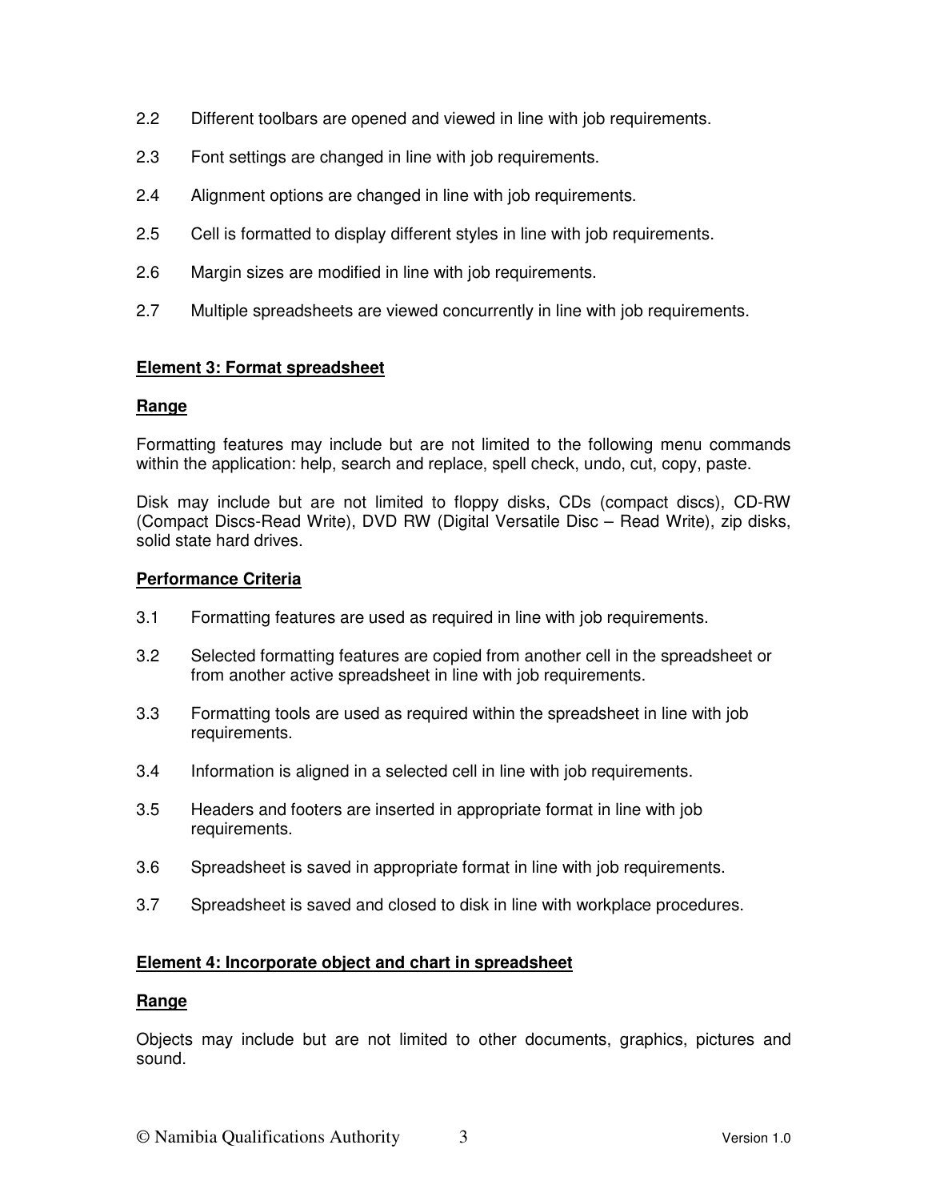2.2 Different toolbars are opened and viewed in line with job requirements.

2.3 Font settings are changed in line with job requirements.

2.4 Alignment options are changed in line with job requirements.

2.5 Cell is formatted to display different styles in line with job requirements.

2.6 Margin sizes are modified in line with job requirements.

2.7 Multiple spreadsheets are viewed concurrently in line with job requirements.

**Element 3: Format spreadsheet**

**Range**

Formatting features may include but are not limited to the following menu commands within the application: help, search and replace, spell check, undo, cut, copy, paste.

Disk may include but are not limited to floppy disks, CDs (compact discs), CD-RW (Compact Discs-Read Write), DVD RW (Digital Versatile Disc – Read Write), zip disks, solid state hard drives.

**Performance Criteria**

3.1 Formatting features are used as required in line with job requirements.

3.2 Selected formatting features are copied from another cell in the spreadsheet or from another active spreadsheet in line with job requirements.

3.3 Formatting tools are used as required within the spreadsheet in line with job requirements.

3.4 Information is aligned in a selected cell in line with job requirements.

3.5 Headers and footers are inserted in appropriate format in line with job requirements.

3.6 Spreadsheet is saved in appropriate format in line with job requirements.

3.7 Spreadsheet is saved and closed to disk in line with workplace procedures.

**Element 4: Incorporate object and chart in spreadsheet**

**Range**

Objects may include but are not limited to other documents, graphics, pictures and sound.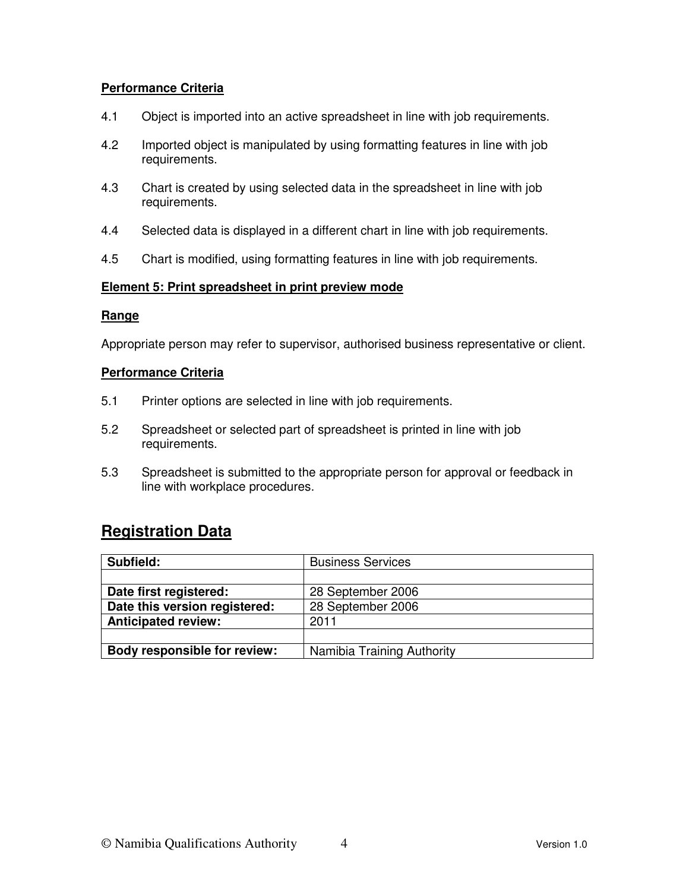**Performance Criteria**

4.1 Object is imported into an active spreadsheet in line with job requirements.

4.2 Imported object is manipulated by using formatting features in line with job requirements.

4.3 Chart is created by using selected data in the spreadsheet in line with job requirements.

4.4 Selected data is displayed in a different chart in line with job requirements.

4.5 Chart is modified, using formatting features in line with job requirements.

**Element 5: Print spreadsheet in print preview mode**

**Range**

Appropriate person may refer to supervisor, authorised business representative or client.

**Performance Criteria**

5.1 Printer options are selected in line with job requirements.

5.2 Spreadsheet or selected part of spreadsheet is printed in line with job requirements.

5.3 Spreadsheet is submitted to the appropriate person for approval or feedback in line with workplace procedures.

## Registration Data

| | |
|---|---|
| **Subfield:** | Business Services |
| | |
| **Date first registered:** | 28 September 2006 |
| **Date this version registered:** | 28 September 2006 |
| **Anticipated review:** | 2011 |
| | |
| **Body responsible for review:** | Namibia Training Authority |